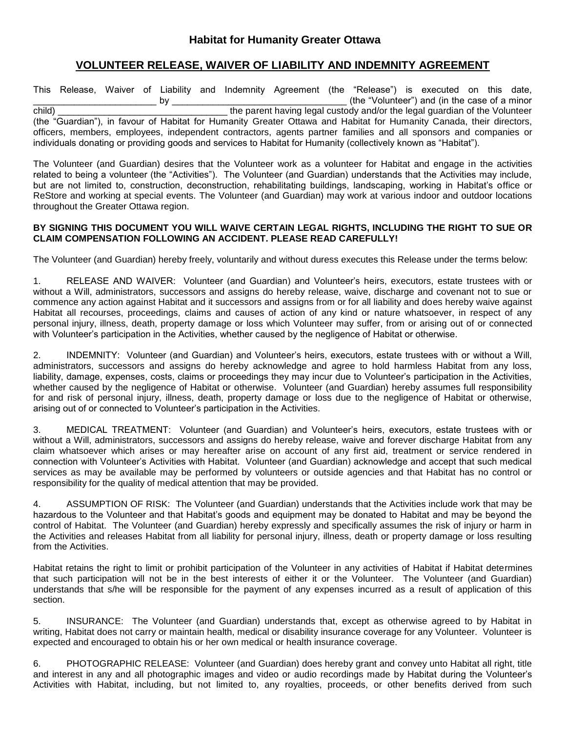## Habitat for Humanity Greater Ottawa

## VOLUNTEER RELEASE, WAIVER OF LIABILITY AND INDEMNITY AGREEMENT

This Release, Waiver of Liability and Indemnity Agreement (the "Release") is executed on this date, ________________________ by ___________________________________ (the "Volunteer") and (in the case of a minor child) __________________________________ the parent having legal custody and/or the legal guardian of the Volunteer (the "Guardian"), in favour of Habitat for Humanity Greater Ottawa and Habitat for Humanity Canada, their directors, officers, members, employees, independent contractors, agents partner families and all sponsors and companies or individuals donating or providing goods and services to Habitat for Humanity (collectively known as "Habitat").

The Volunteer (and Guardian) desires that the Volunteer work as a volunteer for Habitat and engage in the activities related to being a volunteer (the "Activities"). The Volunteer (and Guardian) understands that the Activities may include, but are not limited to, construction, deconstruction, rehabilitating buildings, landscaping, working in Habitat's office or ReStore and working at special events. The Volunteer (and Guardian) may work at various indoor and outdoor locations throughout the Greater Ottawa region.

**BY SIGNING THIS DOCUMENT YOU WILL WAIVE CERTAIN LEGAL RIGHTS, INCLUDING THE RIGHT TO SUE OR CLAIM COMPENSATION FOLLOWING AN ACCIDENT. PLEASE READ CAREFULLY!**

The Volunteer (and Guardian) hereby freely, voluntarily and without duress executes this Release under the terms below:

1. RELEASE AND WAIVER: Volunteer (and Guardian) and Volunteer's heirs, executors, estate trustees with or without a Will, administrators, successors and assigns do hereby release, waive, discharge and covenant not to sue or commence any action against Habitat and it successors and assigns from or for all liability and does hereby waive against Habitat all recourses, proceedings, claims and causes of action of any kind or nature whatsoever, in respect of any personal injury, illness, death, property damage or loss which Volunteer may suffer, from or arising out of or connected with Volunteer's participation in the Activities, whether caused by the negligence of Habitat or otherwise.

2. INDEMNITY: Volunteer (and Guardian) and Volunteer's heirs, executors, estate trustees with or without a Will, administrators, successors and assigns do hereby acknowledge and agree to hold harmless Habitat from any loss, liability, damage, expenses, costs, claims or proceedings they may incur due to Volunteer's participation in the Activities, whether caused by the negligence of Habitat or otherwise. Volunteer (and Guardian) hereby assumes full responsibility for and risk of personal injury, illness, death, property damage or loss due to the negligence of Habitat or otherwise, arising out of or connected to Volunteer's participation in the Activities.

3. MEDICAL TREATMENT: Volunteer (and Guardian) and Volunteer's heirs, executors, estate trustees with or without a Will, administrators, successors and assigns do hereby release, waive and forever discharge Habitat from any claim whatsoever which arises or may hereafter arise on account of any first aid, treatment or service rendered in connection with Volunteer's Activities with Habitat. Volunteer (and Guardian) acknowledge and accept that such medical services as may be available may be performed by volunteers or outside agencies and that Habitat has no control or responsibility for the quality of medical attention that may be provided.

4. ASSUMPTION OF RISK: The Volunteer (and Guardian) understands that the Activities include work that may be hazardous to the Volunteer and that Habitat's goods and equipment may be donated to Habitat and may be beyond the control of Habitat. The Volunteer (and Guardian) hereby expressly and specifically assumes the risk of injury or harm in the Activities and releases Habitat from all liability for personal injury, illness, death or property damage or loss resulting from the Activities.

Habitat retains the right to limit or prohibit participation of the Volunteer in any activities of Habitat if Habitat determines that such participation will not be in the best interests of either it or the Volunteer. The Volunteer (and Guardian) understands that s/he will be responsible for the payment of any expenses incurred as a result of application of this section.

5. INSURANCE: The Volunteer (and Guardian) understands that, except as otherwise agreed to by Habitat in writing, Habitat does not carry or maintain health, medical or disability insurance coverage for any Volunteer. Volunteer is expected and encouraged to obtain his or her own medical or health insurance coverage.

6. PHOTOGRAPHIC RELEASE: Volunteer (and Guardian) does hereby grant and convey unto Habitat all right, title and interest in any and all photographic images and video or audio recordings made by Habitat during the Volunteer's Activities with Habitat, including, but not limited to, any royalties, proceeds, or other benefits derived from such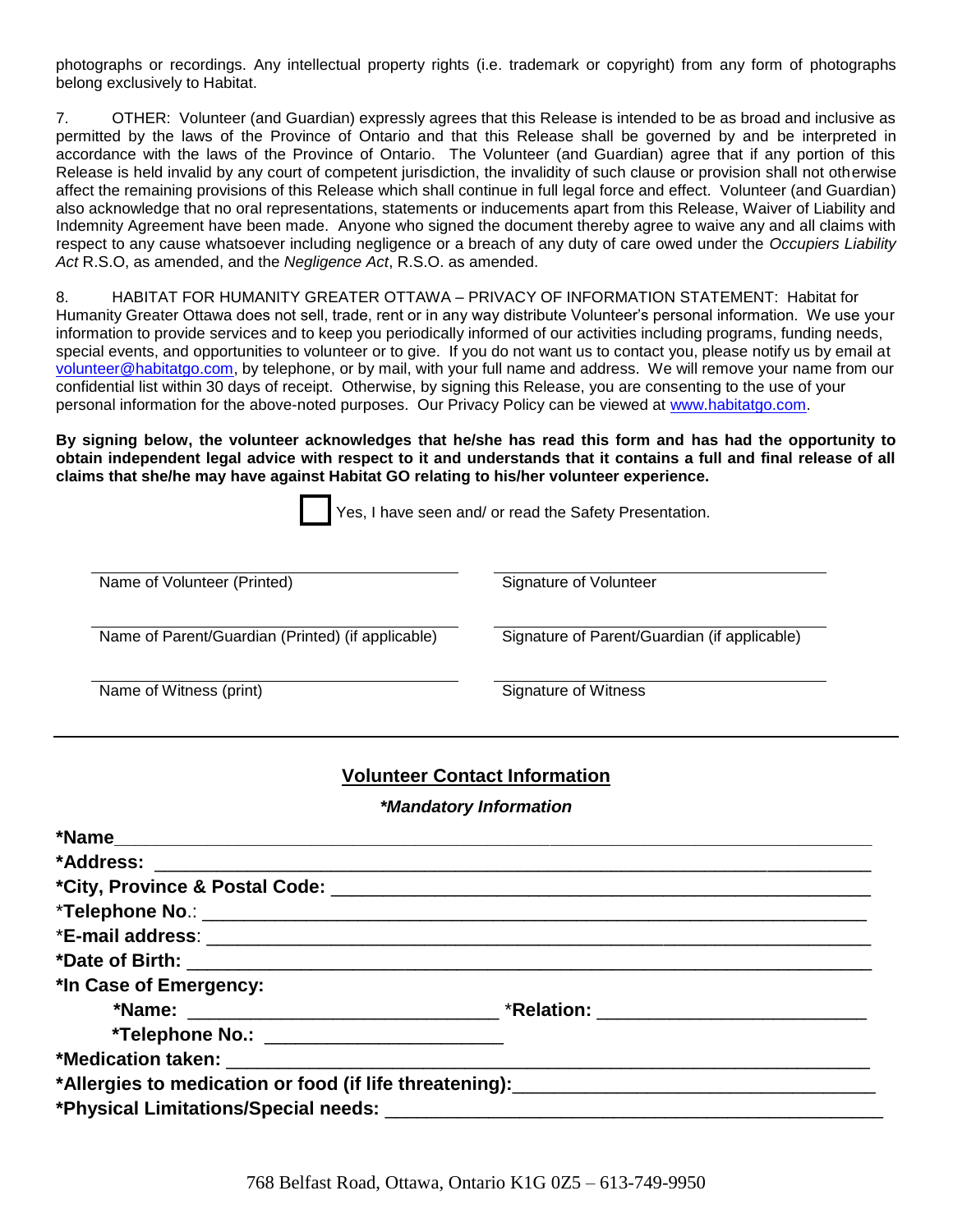photographs or recordings. Any intellectual property rights (i.e. trademark or copyright) from any form of photographs belong exclusively to Habitat.

7. OTHER: Volunteer (and Guardian) expressly agrees that this Release is intended to be as broad and inclusive as permitted by the laws of the Province of Ontario and that this Release shall be governed by and be interpreted in accordance with the laws of the Province of Ontario. The Volunteer (and Guardian) agree that if any portion of this Release is held invalid by any court of competent jurisdiction, the invalidity of such clause or provision shall not otherwise affect the remaining provisions of this Release which shall continue in full legal force and effect. Volunteer (and Guardian) also acknowledge that no oral representations, statements or inducements apart from this Release, Waiver of Liability and Indemnity Agreement have been made. Anyone who signed the document thereby agree to waive any and all claims with respect to any cause whatsoever including negligence or a breach of any duty of care owed under the *Occupiers Liability Act* R.S.O, as amended, and the *Negligence Act*, R.S.O. as amended.

8. HABITAT FOR HUMANITY GREATER OTTAWA – PRIVACY OF INFORMATION STATEMENT: Habitat for Humanity Greater Ottawa does not sell, trade, rent or in any way distribute Volunteer's personal information. We use your information to provide services and to keep you periodically informed of our activities including programs, funding needs, special events, and opportunities to volunteer or to give. If you do not want us to contact you, please notify us by email at volunteer@habitatgo.com, by telephone, or by mail, with your full name and address. We will remove your name from our confidential list within 30 days of receipt. Otherwise, by signing this Release, you are consenting to the use of your personal information for the above-noted purposes. Our Privacy Policy can be viewed at www.habitatgo.com.

**By signing below, the volunteer acknowledges that he/she has read this form and has had the opportunity to obtain independent legal advice with respect to it and understands that it contains a full and final release of all claims that she/he may have against Habitat GO relating to his/her volunteer experience.**

☐ Yes, I have seen and/ or read the Safety Presentation.

| | |
|---|---|
| Name of Volunteer (Printed) | Signature of Volunteer |
| Name of Parent/Guardian (Printed) (if applicable) | Signature of Parent/Guardian (if applicable) |
| Name of Witness (print) | Signature of Witness |

---

## Volunteer Contact Information

***\*Mandatory Information***

**\*Name**___________________________________________________________________________

**\*Address:** _______________________________________________________________________

**\*City, Province & Postal Code:** ____________________________________________________

\***Telephone No.**: ___________________________________________________________________

\***E-mail address**: __________________________________________________________________

**\*Date of Birth:** ____________________________________________________________________

**\*In Case of Emergency:**

**\*Name:** ______________________________ \***Relation:** __________________________

**\*Telephone No.:** _______________________

**\*Medication taken:** ________________________________________________________________

**\*Allergies to medication or food (if life threatening):**___________________________________

**\*Physical Limitations/Special needs:** _______________________________________________

768 Belfast Road, Ottawa, Ontario K1G 0Z5 – 613-749-9950